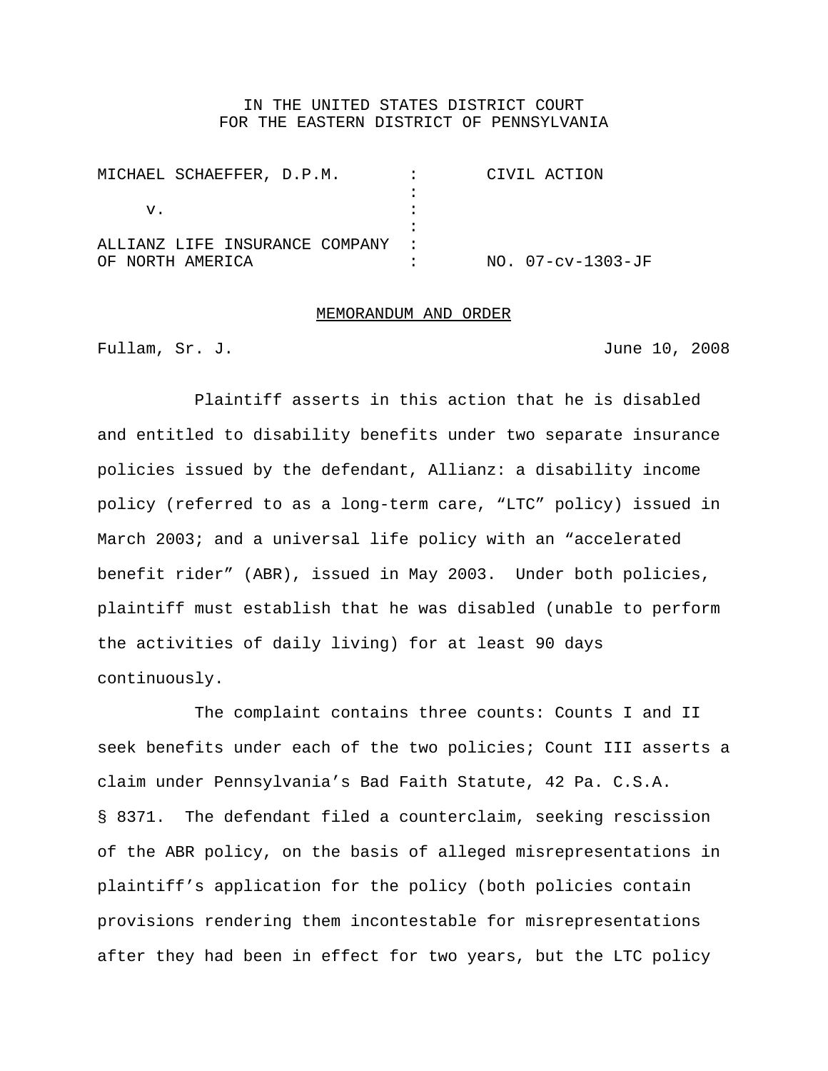IN THE UNITED STATES DISTRICT COURT
FOR THE EASTERN DISTRICT OF PENNSYLVANIA

| | | |
|---|---|---|
| MICHAEL SCHAEFFER, D.P.M. | : | CIVIL ACTION |
| v. | : | |
| ALLIANZ LIFE INSURANCE COMPANY OF NORTH AMERICA | : | NO. 07-cv-1303-JF |

MEMORANDUM AND ORDER

Fullam, Sr. J. June 10, 2008

Plaintiff asserts in this action that he is disabled and entitled to disability benefits under two separate insurance policies issued by the defendant, Allianz: a disability income policy (referred to as a long-term care, "LTC" policy) issued in March 2003; and a universal life policy with an "accelerated benefit rider" (ABR), issued in May 2003. Under both policies, plaintiff must establish that he was disabled (unable to perform the activities of daily living) for at least 90 days continuously.

The complaint contains three counts: Counts I and II seek benefits under each of the two policies; Count III asserts a claim under Pennsylvania's Bad Faith Statute, 42 Pa. C.S.A. § 8371. The defendant filed a counterclaim, seeking rescission of the ABR policy, on the basis of alleged misrepresentations in plaintiff's application for the policy (both policies contain provisions rendering them incontestable for misrepresentations after they had been in effect for two years, but the LTC policy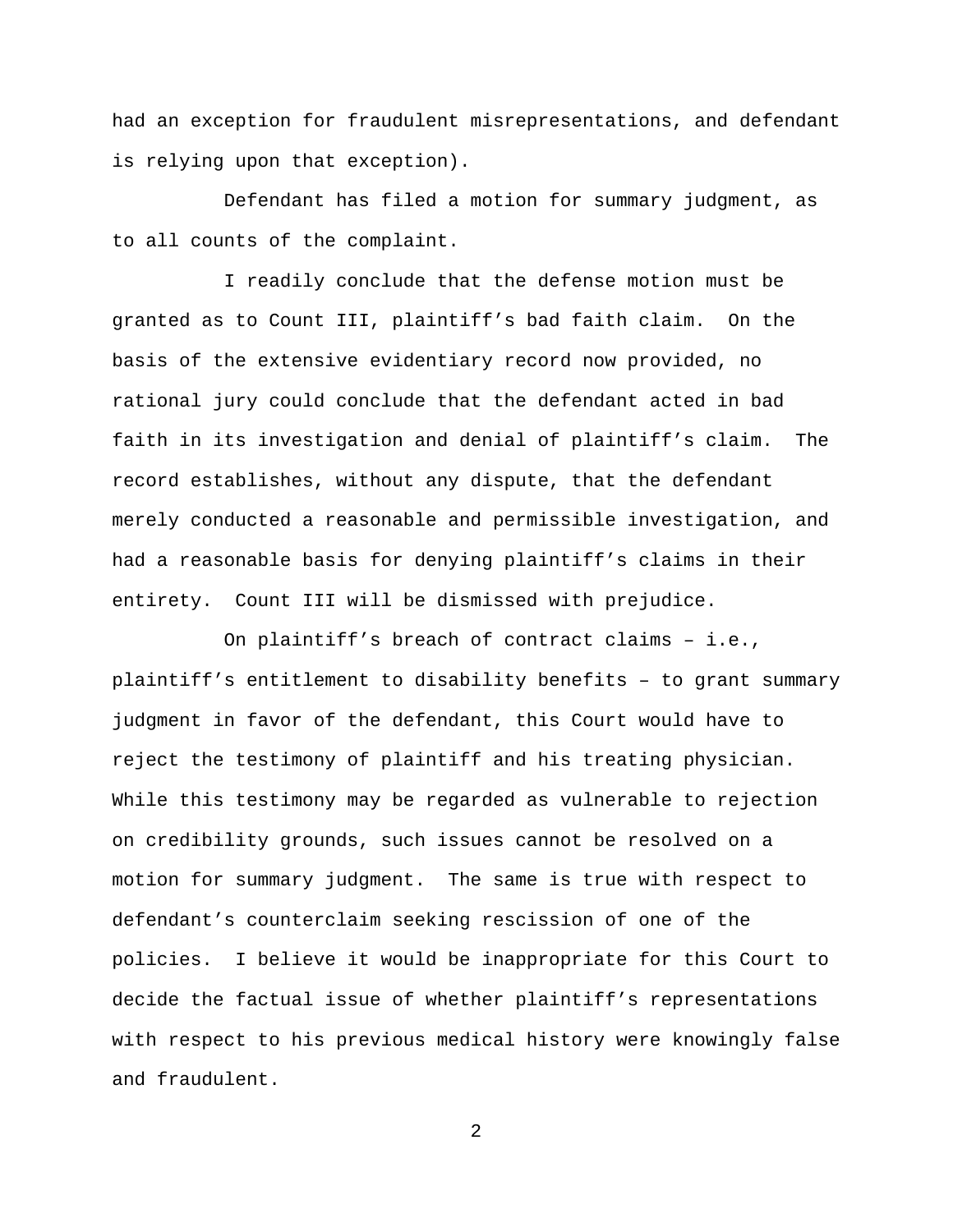had an exception for fraudulent misrepresentations, and defendant is relying upon that exception).

Defendant has filed a motion for summary judgment, as to all counts of the complaint.

I readily conclude that the defense motion must be granted as to Count III, plaintiff's bad faith claim. On the basis of the extensive evidentiary record now provided, no rational jury could conclude that the defendant acted in bad faith in its investigation and denial of plaintiff's claim. The record establishes, without any dispute, that the defendant merely conducted a reasonable and permissible investigation, and had a reasonable basis for denying plaintiff's claims in their entirety. Count III will be dismissed with prejudice.

On plaintiff's breach of contract claims – i.e., plaintiff's entitlement to disability benefits – to grant summary judgment in favor of the defendant, this Court would have to reject the testimony of plaintiff and his treating physician. While this testimony may be regarded as vulnerable to rejection on credibility grounds, such issues cannot be resolved on a motion for summary judgment. The same is true with respect to defendant's counterclaim seeking rescission of one of the policies. I believe it would be inappropriate for this Court to decide the factual issue of whether plaintiff's representations with respect to his previous medical history were knowingly false and fraudulent.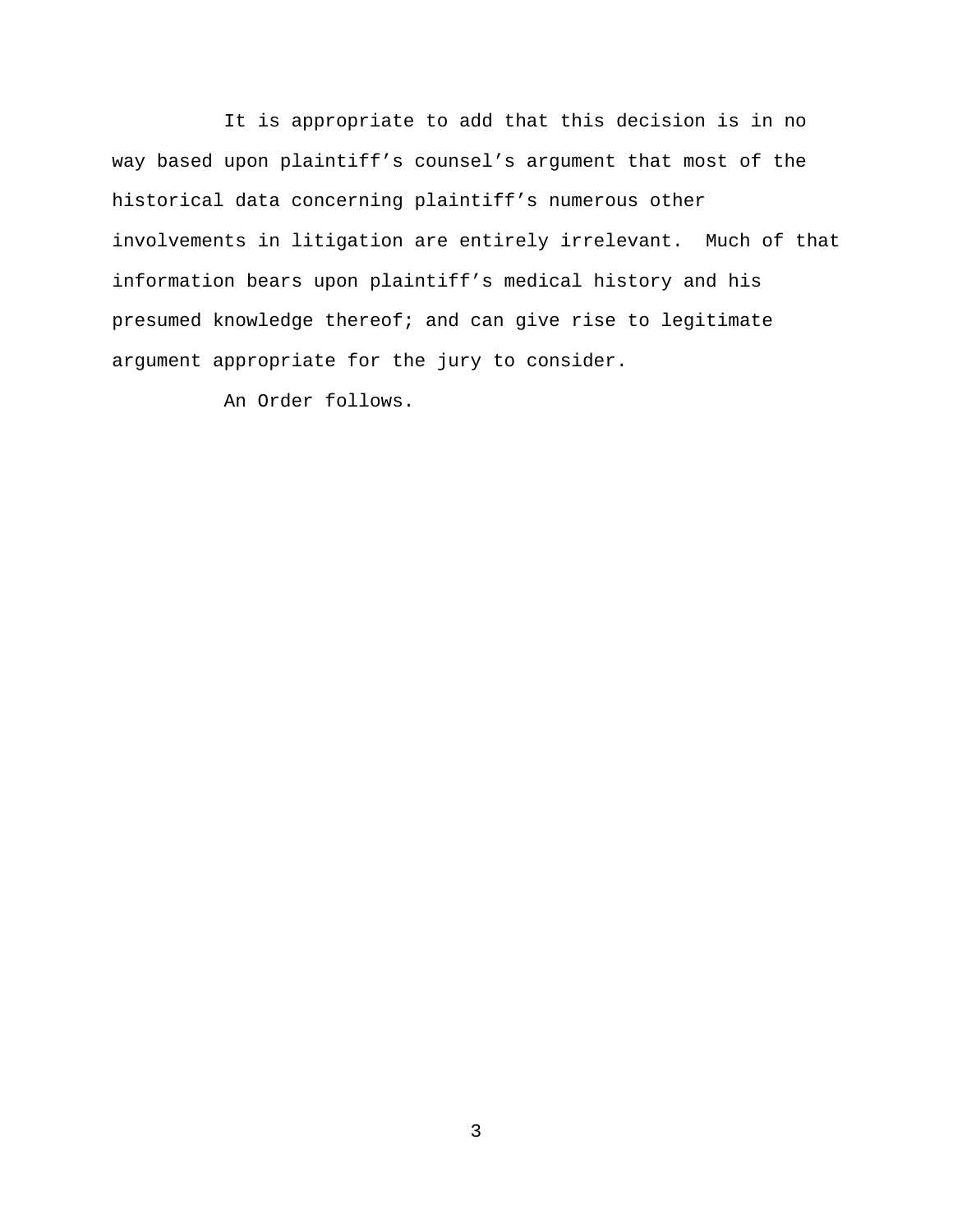It is appropriate to add that this decision is in no way based upon plaintiff's counsel's argument that most of the historical data concerning plaintiff's numerous other involvements in litigation are entirely irrelevant. Much of that information bears upon plaintiff's medical history and his presumed knowledge thereof; and can give rise to legitimate argument appropriate for the jury to consider.

An Order follows.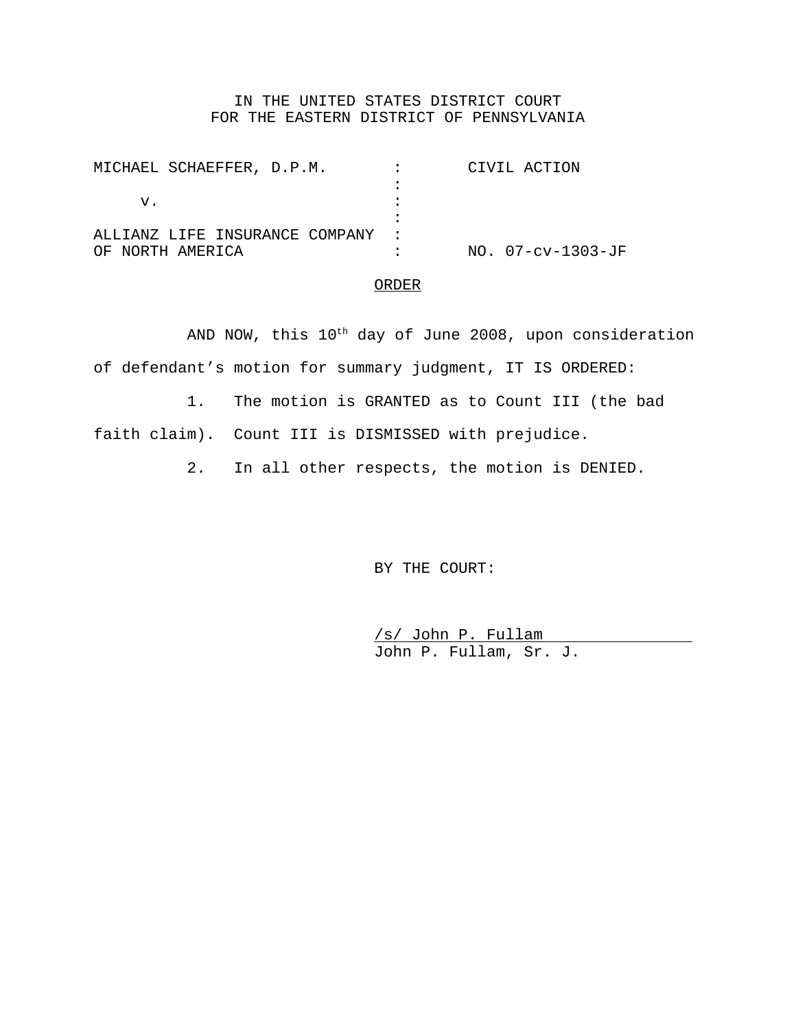IN THE UNITED STATES DISTRICT COURT
FOR THE EASTERN DISTRICT OF PENNSYLVANIA

| | | |
|---|---|---|
| MICHAEL SCHAEFFER, D.P.M. | : | CIVIL ACTION |
| | : | |
| v. | : | |
| | : | |
| ALLIANZ LIFE INSURANCE COMPANY | : | |
| OF NORTH AMERICA | : | NO. 07-cv-1303-JF |

ORDER

AND NOW, this 10th day of June 2008, upon consideration of defendant's motion for summary judgment, IT IS ORDERED:

1. The motion is GRANTED as to Count III (the bad faith claim). Count III is DISMISSED with prejudice.

2. In all other respects, the motion is DENIED.

BY THE COURT:

/s/ John P. Fullam
John P. Fullam, Sr. J.